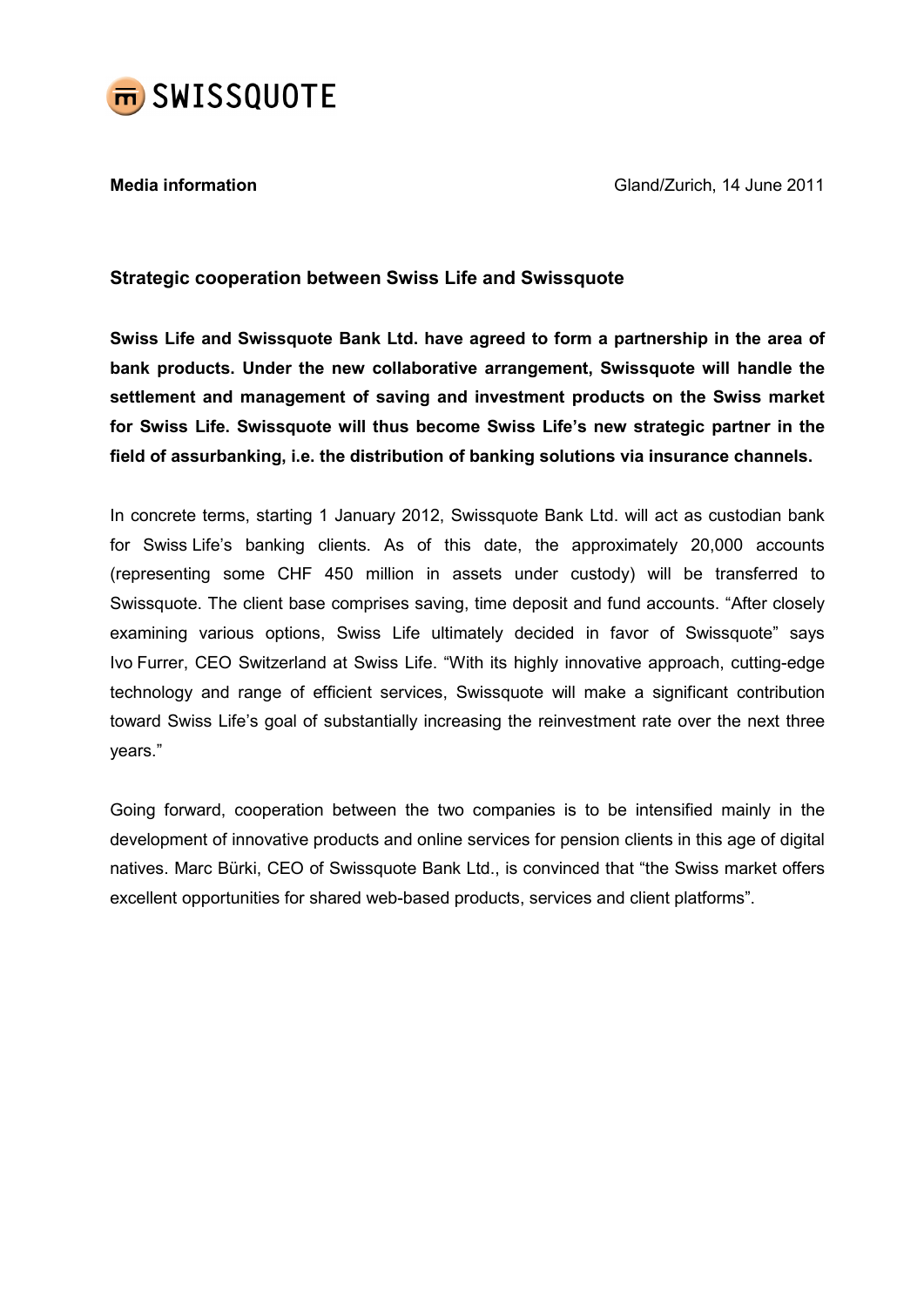SWISSQUOTE

**Media information** Gland/Zurich, 14 June 2011

## Strategic cooperation between Swiss Life and Swissquote

**Swiss Life and Swissquote Bank Ltd. have agreed to form a partnership in the area of bank products. Under the new collaborative arrangement, Swissquote will handle the settlement and management of saving and investment products on the Swiss market for Swiss Life. Swissquote will thus become Swiss Life's new strategic partner in the field of assurbanking, i.e. the distribution of banking solutions via insurance channels.**

In concrete terms, starting 1 January 2012, Swissquote Bank Ltd. will act as custodian bank for Swiss Life's banking clients. As of this date, the approximately 20,000 accounts (representing some CHF 450 million in assets under custody) will be transferred to Swissquote. The client base comprises saving, time deposit and fund accounts. "After closely examining various options, Swiss Life ultimately decided in favor of Swissquote" says Ivo Furrer, CEO Switzerland at Swiss Life. "With its highly innovative approach, cutting-edge technology and range of efficient services, Swissquote will make a significant contribution toward Swiss Life's goal of substantially increasing the reinvestment rate over the next three years."

Going forward, cooperation between the two companies is to be intensified mainly in the development of innovative products and online services for pension clients in this age of digital natives. Marc Bürki, CEO of Swissquote Bank Ltd., is convinced that "the Swiss market offers excellent opportunities for shared web-based products, services and client platforms".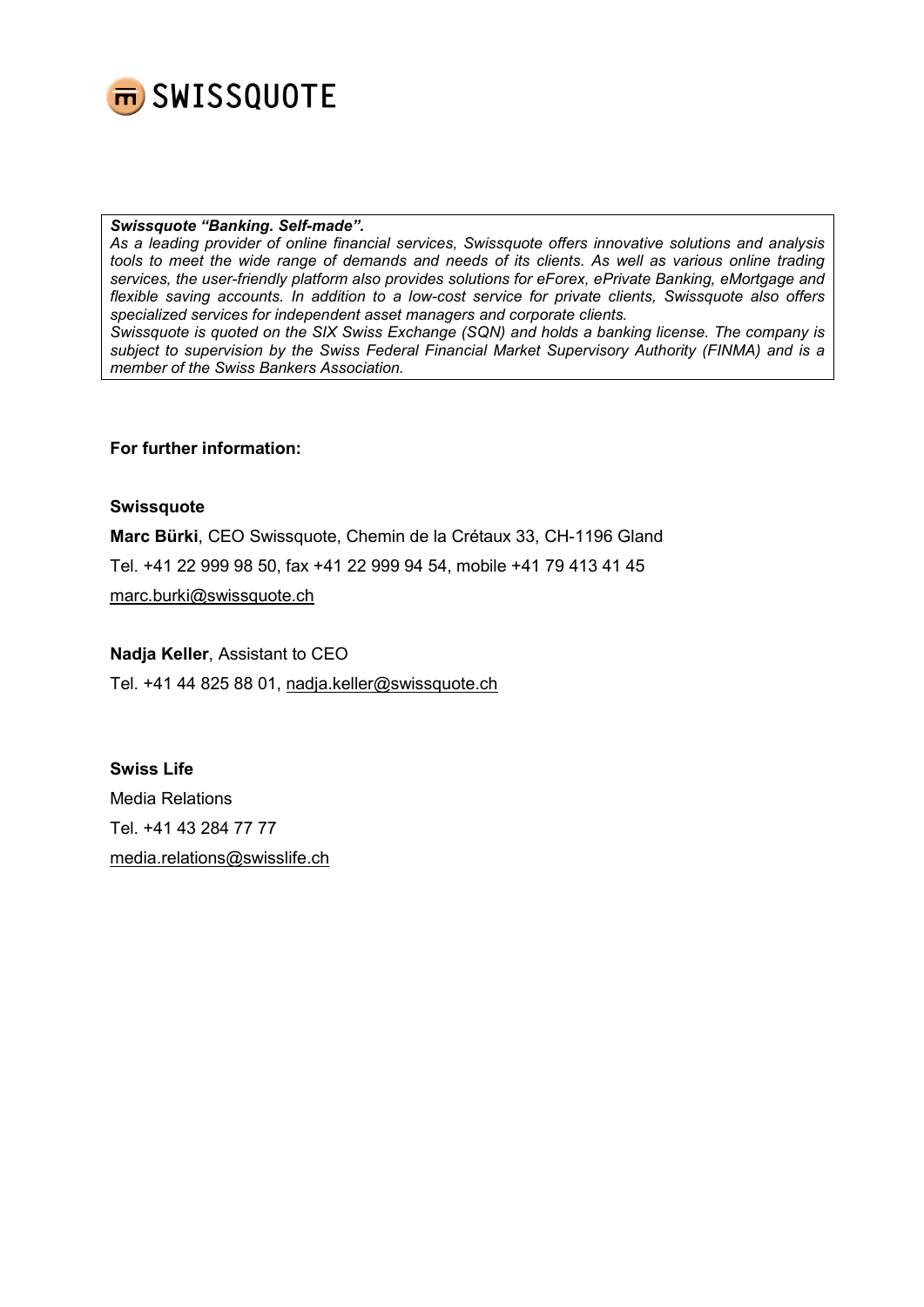**Swissquote "Banking. Self-made".**

*As a leading provider of online financial services, Swissquote offers innovative solutions and analysis tools to meet the wide range of demands and needs of its clients. As well as various online trading services, the user-friendly platform also provides solutions for eForex, ePrivate Banking, eMortgage and flexible saving accounts. In addition to a low-cost service for private clients, Swissquote also offers specialized services for independent asset managers and corporate clients.*

*Swissquote is quoted on the SIX Swiss Exchange (SQN) and holds a banking license. The company is subject to supervision by the Swiss Federal Financial Market Supervisory Authority (FINMA) and is a member of the Swiss Bankers Association.*

**For further information:**

**Swissquote**

**Marc Bürki**, CEO Swissquote, Chemin de la Crétaux 33, CH-1196 Gland

Tel. +41 22 999 98 50, fax +41 22 999 94 54, mobile +41 79 413 41 45

marc.burki@swissquote.ch

**Nadja Keller**, Assistant to CEO

Tel. +41 44 825 88 01, nadja.keller@swissquote.ch

**Swiss Life**

Media Relations

Tel. +41 43 284 77 77

media.relations@swisslife.ch